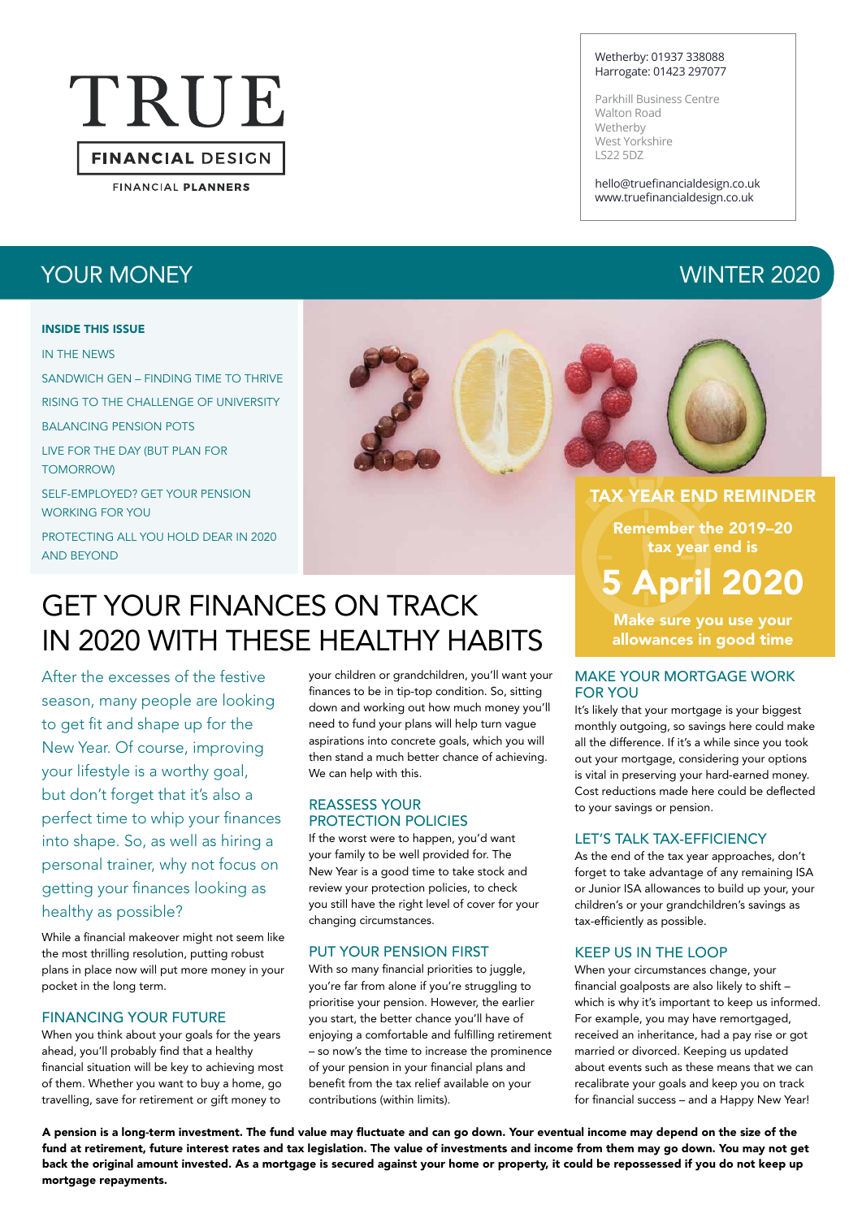# TRUE FINANCIAL DESIGN

FINANCIAL PLANNERS

Wetherby: 01937 338088
Harrogate: 01423 297077

Parkhill Business Centre
Walton Road
Wetherby
West Yorkshire
LS22 5DZ

hello@truefinancialdesign.co.uk
www.truefinancialdesign.co.uk

## YOUR MONEY — WINTER 2020

**INSIDE THIS ISSUE**

- IN THE NEWS
- SANDWICH GEN – FINDING TIME TO THRIVE
- RISING TO THE CHALLENGE OF UNIVERSITY
- BALANCING PENSION POTS
- LIVE FOR THE DAY (BUT PLAN FOR TOMORROW)
- SELF-EMPLOYED? GET YOUR PENSION WORKING FOR YOU
- PROTECTING ALL YOU HOLD DEAR IN 2020 AND BEYOND

# GET YOUR FINANCES ON TRACK IN 2020 WITH THESE HEALTHY HABITS

After the excesses of the festive season, many people are looking to get fit and shape up for the New Year. Of course, improving your lifestyle is a worthy goal, but don't forget that it's also a perfect time to whip your finances into shape. So, as well as hiring a personal trainer, why not focus on getting your finances looking as healthy as possible?

While a financial makeover might not seem like the most thrilling resolution, putting robust plans in place now will put more money in your pocket in the long term.

### FINANCING YOUR FUTURE

When you think about your goals for the years ahead, you'll probably find that a healthy financial situation will be key to achieving most of them. Whether you want to buy a home, go travelling, save for retirement or gift money to your children or grandchildren, you'll want your finances to be in tip-top condition. So, sitting down and working out how much money you'll need to fund your plans will help turn vague aspirations into concrete goals, which you will then stand a much better chance of achieving. We can help with this.

### REASSESS YOUR PROTECTION POLICIES

If the worst were to happen, you'd want your family to be well provided for. The New Year is a good time to take stock and review your protection policies, to check you still have the right level of cover for your changing circumstances.

### PUT YOUR PENSION FIRST

With so many financial priorities to juggle, you're far from alone if you're struggling to prioritise your pension. However, the earlier you start, the better chance you'll have of enjoying a comfortable and fulfilling retirement – so now's the time to increase the prominence of your pension in your financial plans and benefit from the tax relief available on your contributions (within limits).

> **TAX YEAR END REMINDER**
>
> **Remember the 2019–20 tax year end is**
>
> **5 April 2020**
>
> **Make sure you use your allowances in good time**

### MAKE YOUR MORTGAGE WORK FOR YOU

It's likely that your mortgage is your biggest monthly outgoing, so savings here could make all the difference. If it's a while since you took out your mortgage, considering your options is vital in preserving your hard-earned money. Cost reductions made here could be deflected to your savings or pension.

### LET'S TALK TAX-EFFICIENCY

As the end of the tax year approaches, don't forget to take advantage of any remaining ISA or Junior ISA allowances to build up your, your children's or your grandchildren's savings as tax-efficiently as possible.

### KEEP US IN THE LOOP

When your circumstances change, your financial goalposts are also likely to shift – which is why it's important to keep us informed. For example, you may have remortgaged, received an inheritance, had a pay rise or got married or divorced. Keeping us updated about events such as these means that we can recalibrate your goals and keep you on track for financial success – and a Happy New Year!

**A pension is a long-term investment. The fund value may fluctuate and can go down. Your eventual income may depend on the size of the fund at retirement, future interest rates and tax legislation. The value of investments and income from them may go down. You may not get back the original amount invested. As a mortgage is secured against your home or property, it could be repossessed if you do not keep up mortgage repayments.**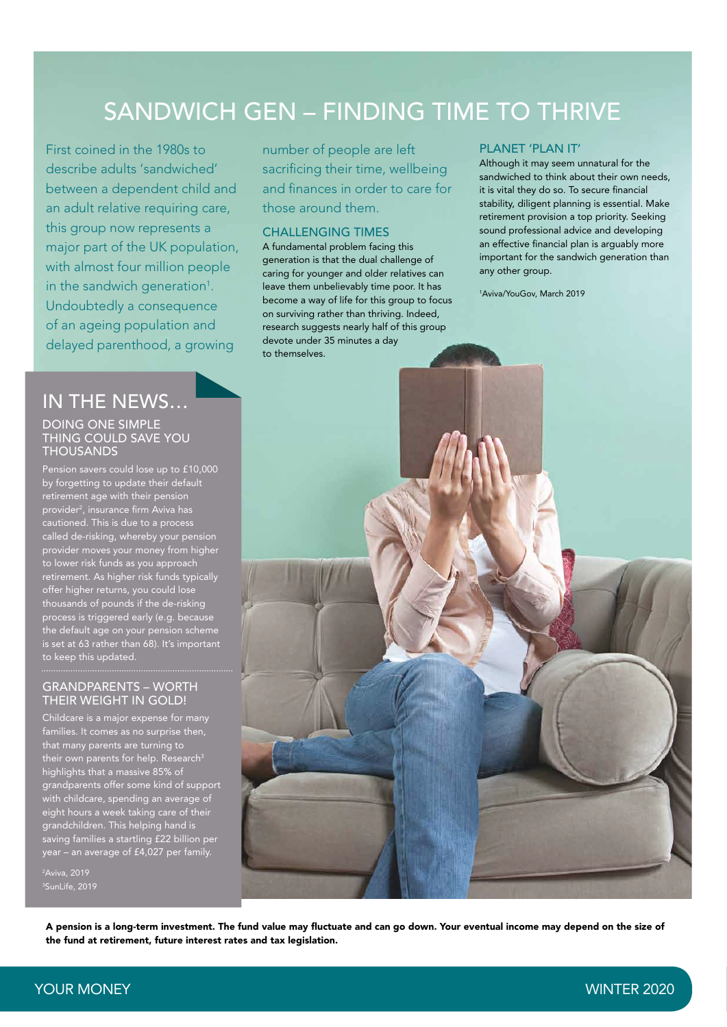# SANDWICH GEN – FINDING TIME TO THRIVE

First coined in the 1980s to describe adults 'sandwiched' between a dependent child and an adult relative requiring care, this group now represents a major part of the UK population, with almost four million people in the sandwich generation[1]. Undoubtedly a consequence of an ageing population and delayed parenthood, a growing number of people are left sacrificing their time, wellbeing and finances in order to care for those around them.

## CHALLENGING TIMES

A fundamental problem facing this generation is that the dual challenge of caring for younger and older relatives can leave them unbelievably time poor. It has become a way of life for this group to focus on surviving rather than thriving. Indeed, research suggests nearly half of this group devote under 35 minutes a day to themselves.

## PLANET 'PLAN IT'

Although it may seem unnatural for the sandwiched to think about their own needs, it is vital they do so. To secure financial stability, diligent planning is essential. Make retirement provision a top priority. Seeking sound professional advice and developing an effective financial plan is arguably more important for the sandwich generation than any other group.

[1]Aviva/YouGov, March 2019

## IN THE NEWS…

### DOING ONE SIMPLE THING COULD SAVE YOU THOUSANDS

Pension savers could lose up to £10,000 by forgetting to update their default retirement age with their pension provider[2], insurance firm Aviva has cautioned. This is due to a process called de-risking, whereby your pension provider moves your money from higher to lower risk funds as you approach retirement. As higher risk funds typically offer higher returns, you could lose thousands of pounds if the de-risking process is triggered early (e.g. because the default age on your pension scheme is set at 63 rather than 68). It's important to keep this updated.

### GRANDPARENTS – WORTH THEIR WEIGHT IN GOLD!

Childcare is a major expense for many families. It comes as no surprise then, that many parents are turning to their own parents for help. Research[3] highlights that a massive 85% of grandparents offer some kind of support with childcare, spending an average of eight hours a week taking care of their grandchildren. This helping hand is saving families a startling £22 billion per year – an average of £4,027 per family.

[2]Aviva, 2019
[3]SunLife, 2019

**A pension is a long-term investment. The fund value may fluctuate and can go down. Your eventual income may depend on the size of the fund at retirement, future interest rates and tax legislation.**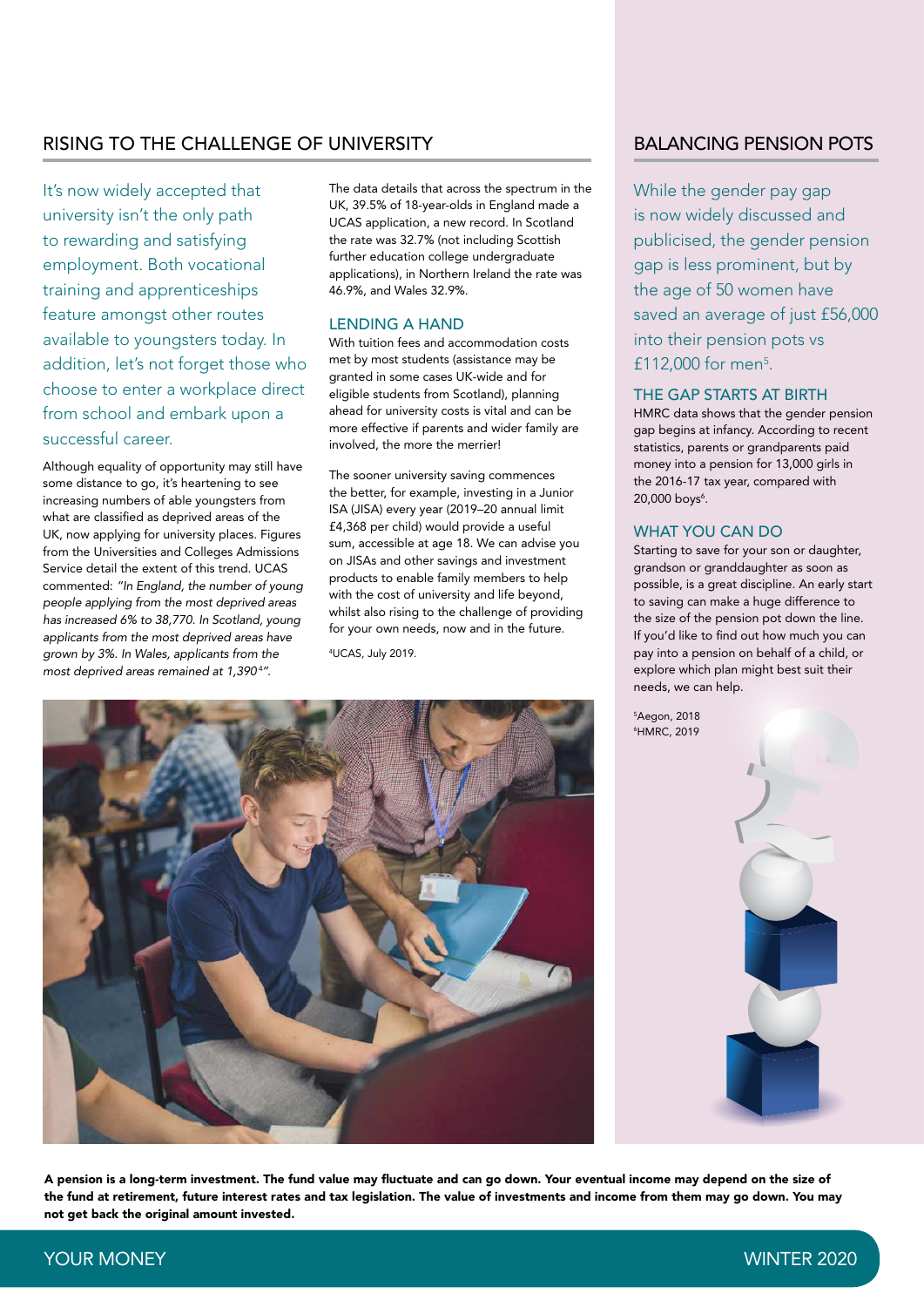## RISING TO THE CHALLENGE OF UNIVERSITY

It's now widely accepted that university isn't the only path to rewarding and satisfying employment. Both vocational training and apprenticeships feature amongst other routes available to youngsters today. In addition, let's not forget those who choose to enter a workplace direct from school and embark upon a successful career.

Although equality of opportunity may still have some distance to go, it's heartening to see increasing numbers of able youngsters from what are classified as deprived areas of the UK, now applying for university places. Figures from the Universities and Colleges Admissions Service detail the extent of this trend. UCAS commented: *"In England, the number of young people applying from the most deprived areas has increased 6% to 38,770. In Scotland, young applicants from the most deprived areas have grown by 3%. In Wales, applicants from the most deprived areas remained at 1,390[4]".*

The data details that across the spectrum in the UK, 39.5% of 18-year-olds in England made a UCAS application, a new record. In Scotland the rate was 32.7% (not including Scottish further education college undergraduate applications), in Northern Ireland the rate was 46.9%, and Wales 32.9%.

### LENDING A HAND

With tuition fees and accommodation costs met by most students (assistance may be granted in some cases UK-wide and for eligible students from Scotland), planning ahead for university costs is vital and can be more effective if parents and wider family are involved, the more the merrier!

The sooner university saving commences the better, for example, investing in a Junior ISA (JISA) every year (2019–20 annual limit £4,368 per child) would provide a useful sum, accessible at age 18. We can advise you on JISAs and other savings and investment products to enable family members to help with the cost of university and life beyond, whilst also rising to the challenge of providing for your own needs, now and in the future.

[4]UCAS, July 2019.

## BALANCING PENSION POTS

While the gender pay gap is now widely discussed and publicised, the gender pension gap is less prominent, but by the age of 50 women have saved an average of just £56,000 into their pension pots vs £112,000 for men[5].

### THE GAP STARTS AT BIRTH

HMRC data shows that the gender pension gap begins at infancy. According to recent statistics, parents or grandparents paid money into a pension for 13,000 girls in the 2016-17 tax year, compared with 20,000 boys[6].

### WHAT YOU CAN DO

Starting to save for your son or daughter, grandson or granddaughter as soon as possible, is a great discipline. An early start to saving can make a huge difference to the size of the pension pot down the line. If you'd like to find out how much you can pay into a pension on behalf of a child, or explore which plan might best suit their needs, we can help.

[5]Aegon, 2018
[6]HMRC, 2019

**A pension is a long-term investment. The fund value may fluctuate and can go down. Your eventual income may depend on the size of the fund at retirement, future interest rates and tax legislation. The value of investments and income from them may go down. You may not get back the original amount invested.**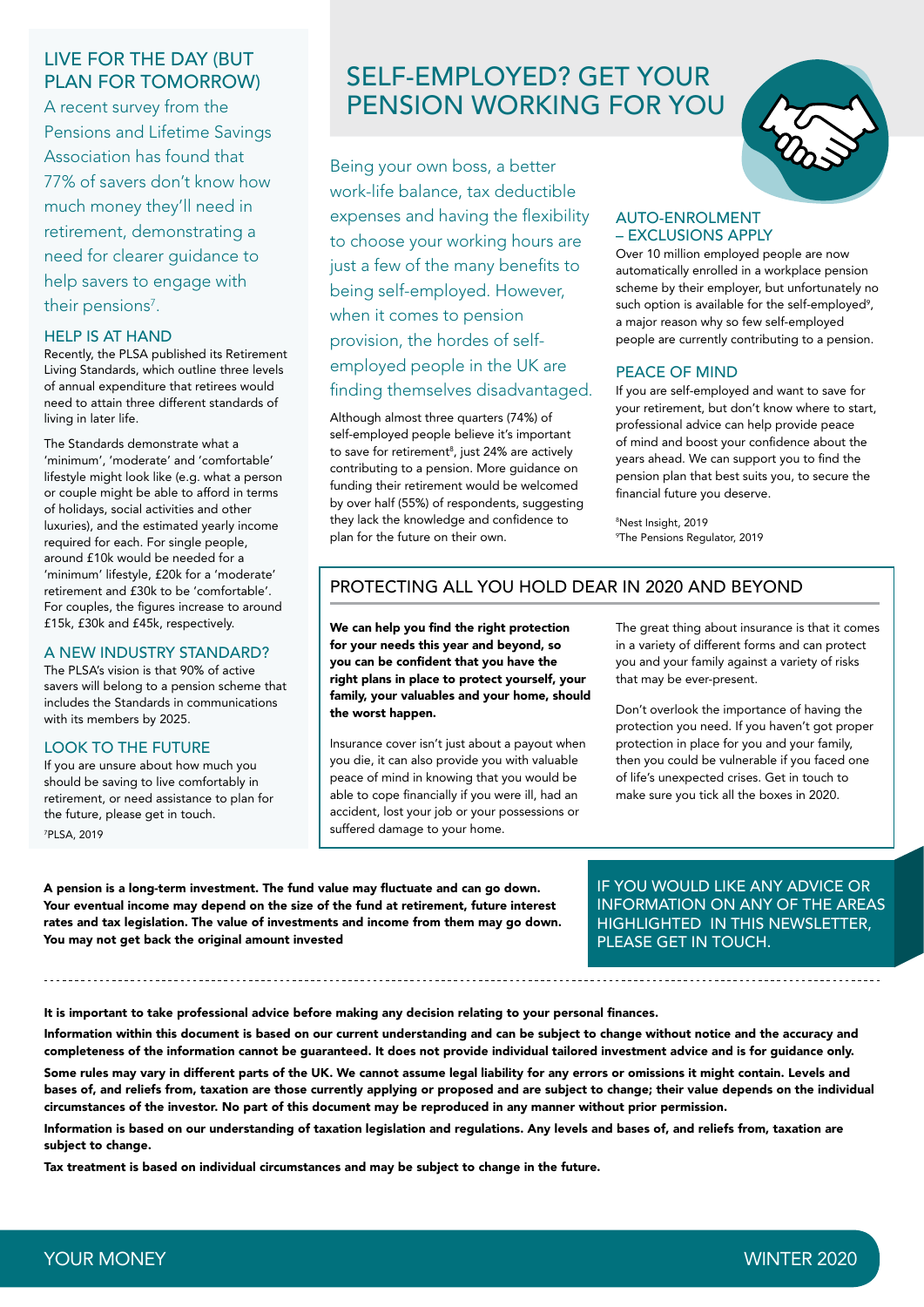## LIVE FOR THE DAY (BUT PLAN FOR TOMORROW)

A recent survey from the Pensions and Lifetime Savings Association has found that 77% of savers don't know how much money they'll need in retirement, demonstrating a need for clearer guidance to help savers to engage with their pensions[7].

### HELP IS AT HAND

Recently, the PLSA published its Retirement Living Standards, which outline three levels of annual expenditure that retirees would need to attain three different standards of living in later life.

The Standards demonstrate what a 'minimum', 'moderate' and 'comfortable' lifestyle might look like (e.g. what a person or couple might be able to afford in terms of holidays, social activities and other luxuries), and the estimated yearly income required for each. For single people, around £10k would be needed for a 'minimum' lifestyle, £20k for a 'moderate' retirement and £30k to be 'comfortable'. For couples, the figures increase to around £15k, £30k and £45k, respectively.

### A NEW INDUSTRY STANDARD?

The PLSA's vision is that 90% of active savers will belong to a pension scheme that includes the Standards in communications with its members by 2025.

### LOOK TO THE FUTURE

If you are unsure about how much you should be saving to live comfortably in retirement, or need assistance to plan for the future, please get in touch.

[7]PLSA, 2019

## SELF-EMPLOYED? GET YOUR PENSION WORKING FOR YOU

Being your own boss, a better work-life balance, tax deductible expenses and having the flexibility to choose your working hours are just a few of the many benefits to being self-employed. However, when it comes to pension provision, the hordes of self-employed people in the UK are finding themselves disadvantaged.

Although almost three quarters (74%) of self-employed people believe it's important to save for retirement[8], just 24% are actively contributing to a pension. More guidance on funding their retirement would be welcomed by over half (55%) of respondents, suggesting they lack the knowledge and confidence to plan for the future on their own.

### AUTO-ENROLMENT – EXCLUSIONS APPLY

Over 10 million employed people are now automatically enrolled in a workplace pension scheme by their employer, but unfortunately no such option is available for the self-employed[9], a major reason why so few self-employed people are currently contributing to a pension.

### PEACE OF MIND

If you are self-employed and want to save for your retirement, but don't know where to start, professional advice can help provide peace of mind and boost your confidence about the years ahead. We can support you to find the pension plan that best suits you, to secure the financial future you deserve.

[8]Nest Insight, 2019
[9]The Pensions Regulator, 2019

## PROTECTING ALL YOU HOLD DEAR IN 2020 AND BEYOND

**We can help you find the right protection for your needs this year and beyond, so you can be confident that you have the right plans in place to protect yourself, your family, your valuables and your home, should the worst happen.**

Insurance cover isn't just about a payout when you die, it can also provide you with valuable peace of mind in knowing that you would be able to cope financially if you were ill, had an accident, lost your job or your possessions or suffered damage to your home.

The great thing about insurance is that it comes in a variety of different forms and can protect you and your family against a variety of risks that may be ever-present.

Don't overlook the importance of having the protection you need. If you haven't got proper protection in place for you and your family, then you could be vulnerable if you faced one of life's unexpected crises. Get in touch to make sure you tick all the boxes in 2020.

**A pension is a long-term investment. The fund value may fluctuate and can go down. Your eventual income may depend on the size of the fund at retirement, future interest rates and tax legislation. The value of investments and income from them may go down. You may not get back the original amount invested**

IF YOU WOULD LIKE ANY ADVICE OR INFORMATION ON ANY OF THE AREAS HIGHLIGHTED IN THIS NEWSLETTER, PLEASE GET IN TOUCH.

**It is important to take professional advice before making any decision relating to your personal finances.**

**Information within this document is based on our current understanding and can be subject to change without notice and the accuracy and completeness of the information cannot be guaranteed. It does not provide individual tailored investment advice and is for guidance only.**

**Some rules may vary in different parts of the UK. We cannot assume legal liability for any errors or omissions it might contain. Levels and bases of, and reliefs from, taxation are those currently applying or proposed and are subject to change; their value depends on the individual circumstances of the investor. No part of this document may be reproduced in any manner without prior permission.**

**Information is based on our understanding of taxation legislation and regulations. Any levels and bases of, and reliefs from, taxation are subject to change.**

**Tax treatment is based on individual circumstances and may be subject to change in the future.**